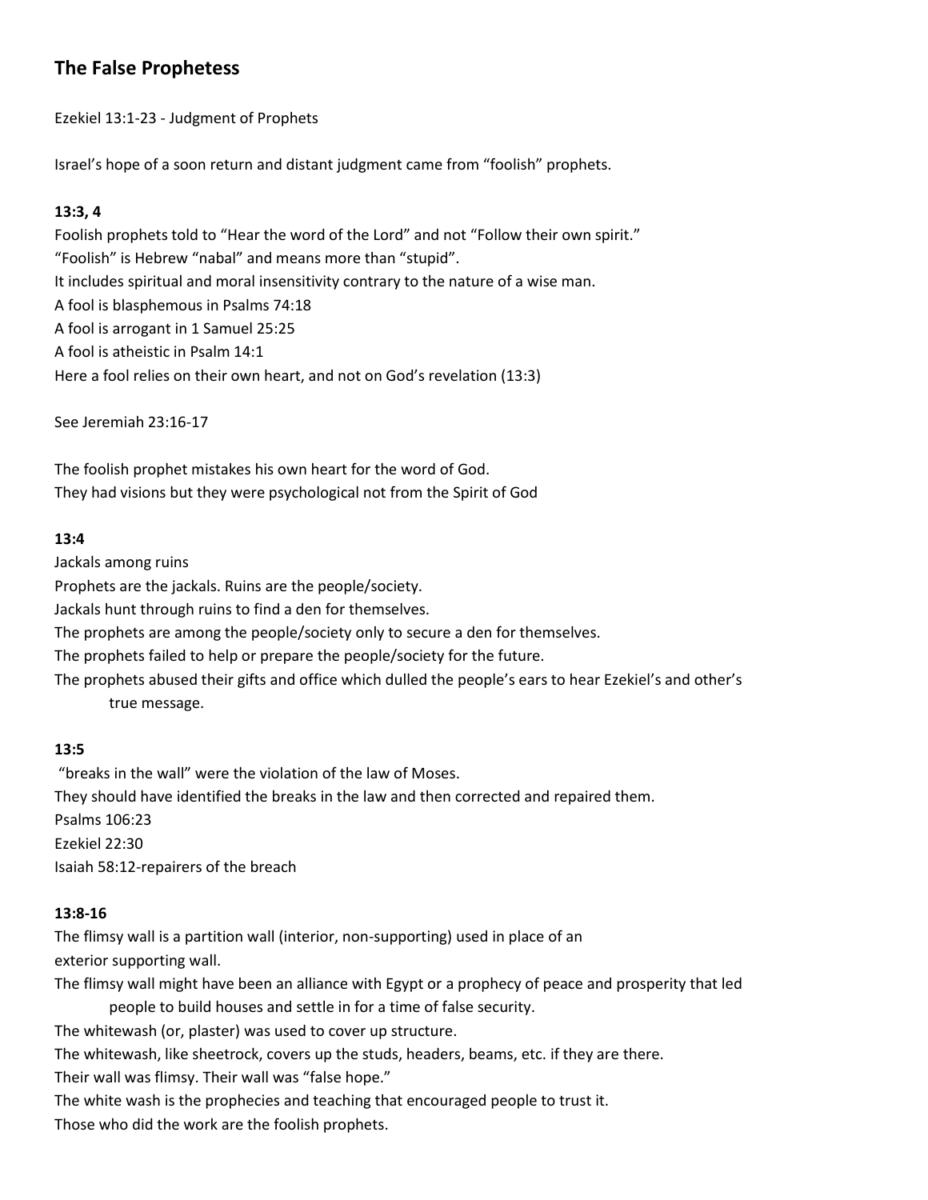# The False Prophetess

Ezekiel 13:1-23 - Judgment of Prophets

Israel's hope of a soon return and distant judgment came from "foolish" prophets.

**13:3, 4**

Foolish prophets told to "Hear the word of the Lord" and not "Follow their own spirit."
"Foolish" is Hebrew "nabal" and means more than "stupid".
It includes spiritual and moral insensitivity contrary to the nature of a wise man.
A fool is blasphemous in Psalms 74:18
A fool is arrogant in 1 Samuel 25:25
A fool is atheistic in Psalm 14:1
Here a fool relies on their own heart, and not on God's revelation (13:3)

See Jeremiah 23:16-17

The foolish prophet mistakes his own heart for the word of God.
They had visions but they were psychological not from the Spirit of God

**13:4**

Jackals among ruins
Prophets are the jackals. Ruins are the people/society.
Jackals hunt through ruins to find a den for themselves.
The prophets are among the people/society only to secure a den for themselves.
The prophets failed to help or prepare the people/society for the future.
The prophets abused their gifts and office which dulled the people's ears to hear Ezekiel's and other's true message.

**13:5**

"breaks in the wall" were the violation of the law of Moses.
They should have identified the breaks in the law and then corrected and repaired them.
Psalms 106:23
Ezekiel 22:30
Isaiah 58:12-repairers of the breach

**13:8-16**

The flimsy wall is a partition wall (interior, non-supporting) used in place of an exterior supporting wall.
The flimsy wall might have been an alliance with Egypt or a prophecy of peace and prosperity that led people to build houses and settle in for a time of false security.
The whitewash (or, plaster) was used to cover up structure.
The whitewash, like sheetrock, covers up the studs, headers, beams, etc. if they are there.
Their wall was flimsy. Their wall was "false hope."
The white wash is the prophecies and teaching that encouraged people to trust it.
Those who did the work are the foolish prophets.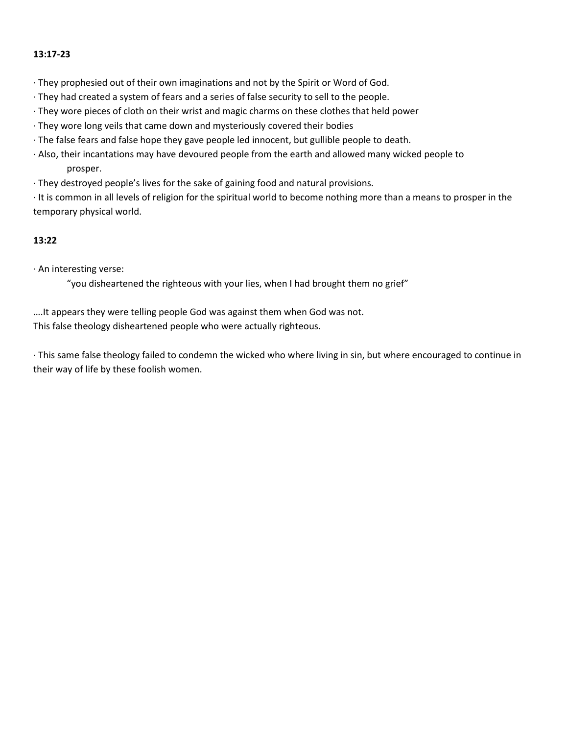**13:17-23**

- They prophesied out of their own imaginations and not by the Spirit or Word of God.
- They had created a system of fears and a series of false security to sell to the people.
- They wore pieces of cloth on their wrist and magic charms on these clothes that held power
- They wore long veils that came down and mysteriously covered their bodies
- The false fears and false hope they gave people led innocent, but gullible people to death.
- Also, their incantations may have devoured people from the earth and allowed many wicked people to prosper.
- They destroyed people's lives for the sake of gaining food and natural provisions.
- It is common in all levels of religion for the spiritual world to become nothing more than a means to prosper in the temporary physical world.

**13:22**

- An interesting verse:

    "you disheartened the righteous with your lies, when I had brought them no grief"

....It appears they were telling people God was against them when God was not.
This false theology disheartened people who were actually righteous.

- This same false theology failed to condemn the wicked who where living in sin, but where encouraged to continue in their way of life by these foolish women.